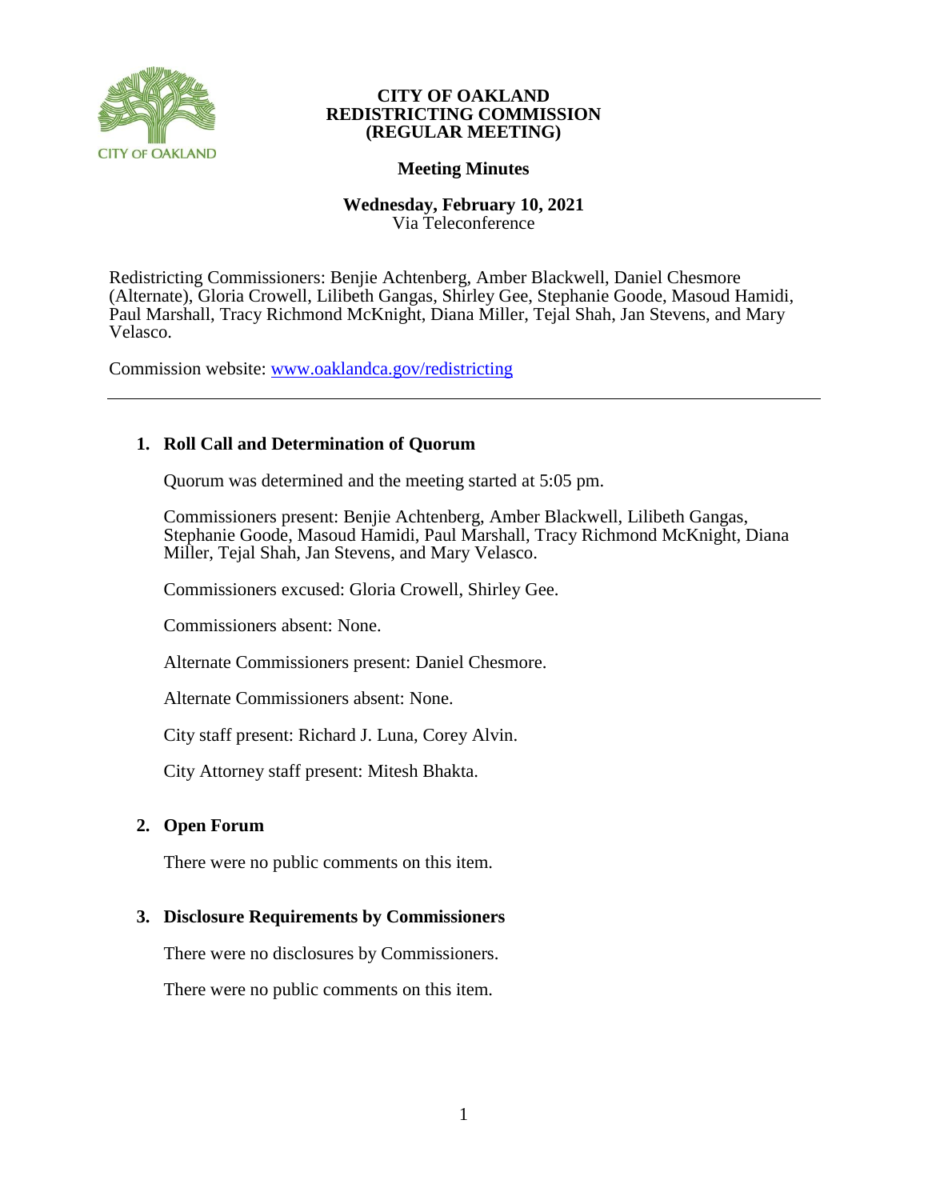# CITY OF OAKLAND
# REDISTRICTING COMMISSION
# (REGULAR MEETING)

## Meeting Minutes

**Wednesday, February 10, 2021**
Via Teleconference

Redistricting Commissioners: Benjie Achtenberg, Amber Blackwell, Daniel Chesmore (Alternate), Gloria Crowell, Lilibeth Gangas, Shirley Gee, Stephanie Goode, Masoud Hamidi, Paul Marshall, Tracy Richmond McKnight, Diana Miller, Tejal Shah, Jan Stevens, and Mary Velasco.

Commission website: www.oaklandca.gov/redistricting

---

### 1. Roll Call and Determination of Quorum

Quorum was determined and the meeting started at 5:05 pm.

Commissioners present: Benjie Achtenberg, Amber Blackwell, Lilibeth Gangas, Stephanie Goode, Masoud Hamidi, Paul Marshall, Tracy Richmond McKnight, Diana Miller, Tejal Shah, Jan Stevens, and Mary Velasco.

Commissioners excused: Gloria Crowell, Shirley Gee.

Commissioners absent: None.

Alternate Commissioners present: Daniel Chesmore.

Alternate Commissioners absent: None.

City staff present: Richard J. Luna, Corey Alvin.

City Attorney staff present: Mitesh Bhakta.

### 2. Open Forum

There were no public comments on this item.

### 3. Disclosure Requirements by Commissioners

There were no disclosures by Commissioners.

There were no public comments on this item.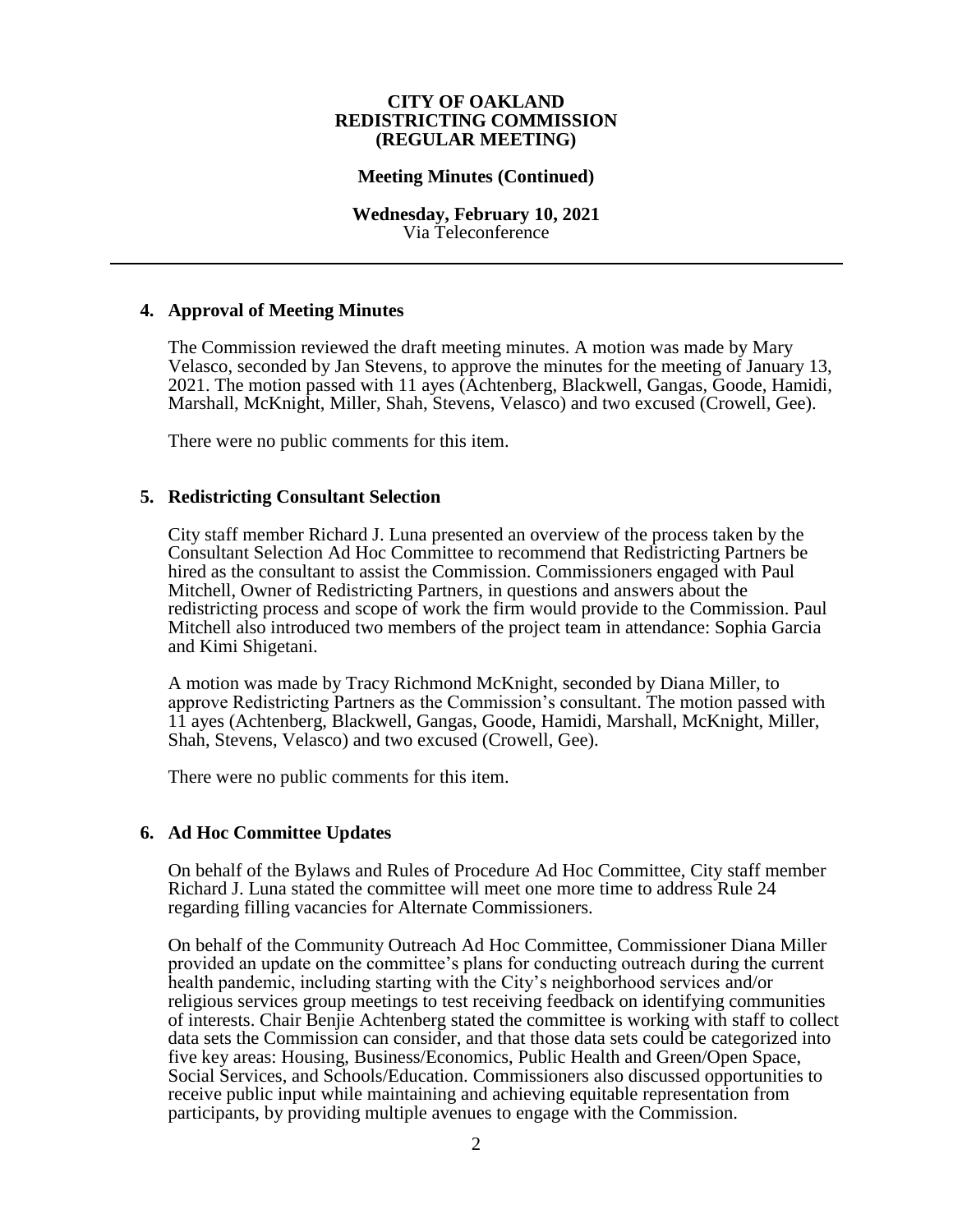**CITY OF OAKLAND**
**REDISTRICTING COMMISSION**
**(REGULAR MEETING)**

**Meeting Minutes (Continued)**

**Wednesday, February 10, 2021**
Via Teleconference

---

## 4. Approval of Meeting Minutes

The Commission reviewed the draft meeting minutes. A motion was made by Mary Velasco, seconded by Jan Stevens, to approve the minutes for the meeting of January 13, 2021. The motion passed with 11 ayes (Achtenberg, Blackwell, Gangas, Goode, Hamidi, Marshall, McKnight, Miller, Shah, Stevens, Velasco) and two excused (Crowell, Gee).

There were no public comments for this item.

## 5. Redistricting Consultant Selection

City staff member Richard J. Luna presented an overview of the process taken by the Consultant Selection Ad Hoc Committee to recommend that Redistricting Partners be hired as the consultant to assist the Commission. Commissioners engaged with Paul Mitchell, Owner of Redistricting Partners, in questions and answers about the redistricting process and scope of work the firm would provide to the Commission. Paul Mitchell also introduced two members of the project team in attendance: Sophia Garcia and Kimi Shigetani.

A motion was made by Tracy Richmond McKnight, seconded by Diana Miller, to approve Redistricting Partners as the Commission's consultant. The motion passed with 11 ayes (Achtenberg, Blackwell, Gangas, Goode, Hamidi, Marshall, McKnight, Miller, Shah, Stevens, Velasco) and two excused (Crowell, Gee).

There were no public comments for this item.

## 6. Ad Hoc Committee Updates

On behalf of the Bylaws and Rules of Procedure Ad Hoc Committee, City staff member Richard J. Luna stated the committee will meet one more time to address Rule 24 regarding filling vacancies for Alternate Commissioners.

On behalf of the Community Outreach Ad Hoc Committee, Commissioner Diana Miller provided an update on the committee's plans for conducting outreach during the current health pandemic, including starting with the City's neighborhood services and/or religious services group meetings to test receiving feedback on identifying communities of interests. Chair Benjie Achtenberg stated the committee is working with staff to collect data sets the Commission can consider, and that those data sets could be categorized into five key areas: Housing, Business/Economics, Public Health and Green/Open Space, Social Services, and Schools/Education. Commissioners also discussed opportunities to receive public input while maintaining and achieving equitable representation from participants, by providing multiple avenues to engage with the Commission.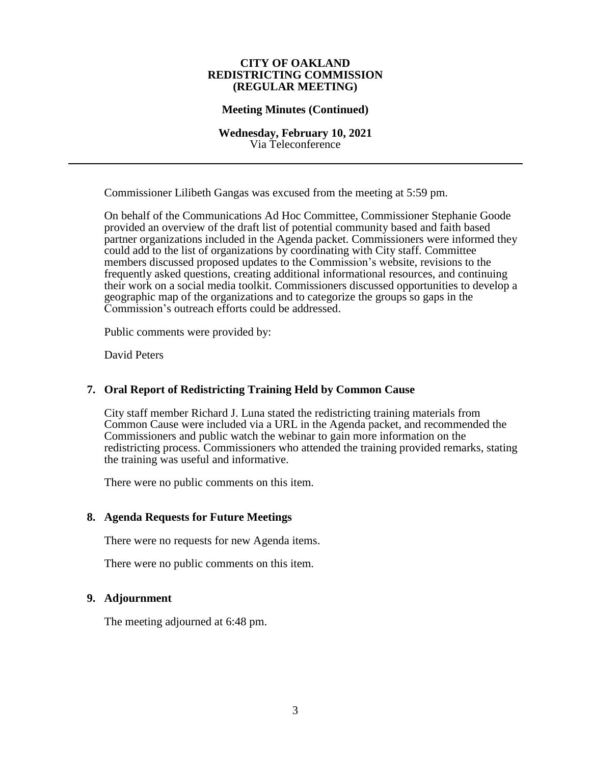**CITY OF OAKLAND**
**REDISTRICTING COMMISSION**
**(REGULAR MEETING)**

**Meeting Minutes (Continued)**

**Wednesday, February 10, 2021**
Via Teleconference

---

Commissioner Lilibeth Gangas was excused from the meeting at 5:59 pm.

On behalf of the Communications Ad Hoc Committee, Commissioner Stephanie Goode provided an overview of the draft list of potential community based and faith based partner organizations included in the Agenda packet. Commissioners were informed they could add to the list of organizations by coordinating with City staff. Committee members discussed proposed updates to the Commission's website, revisions to the frequently asked questions, creating additional informational resources, and continuing their work on a social media toolkit. Commissioners discussed opportunities to develop a geographic map of the organizations and to categorize the groups so gaps in the Commission's outreach efforts could be addressed.

Public comments were provided by:

David Peters

## 7. Oral Report of Redistricting Training Held by Common Cause

City staff member Richard J. Luna stated the redistricting training materials from Common Cause were included via a URL in the Agenda packet, and recommended the Commissioners and public watch the webinar to gain more information on the redistricting process. Commissioners who attended the training provided remarks, stating the training was useful and informative.

There were no public comments on this item.

## 8. Agenda Requests for Future Meetings

There were no requests for new Agenda items.

There were no public comments on this item.

## 9. Adjournment

The meeting adjourned at 6:48 pm.